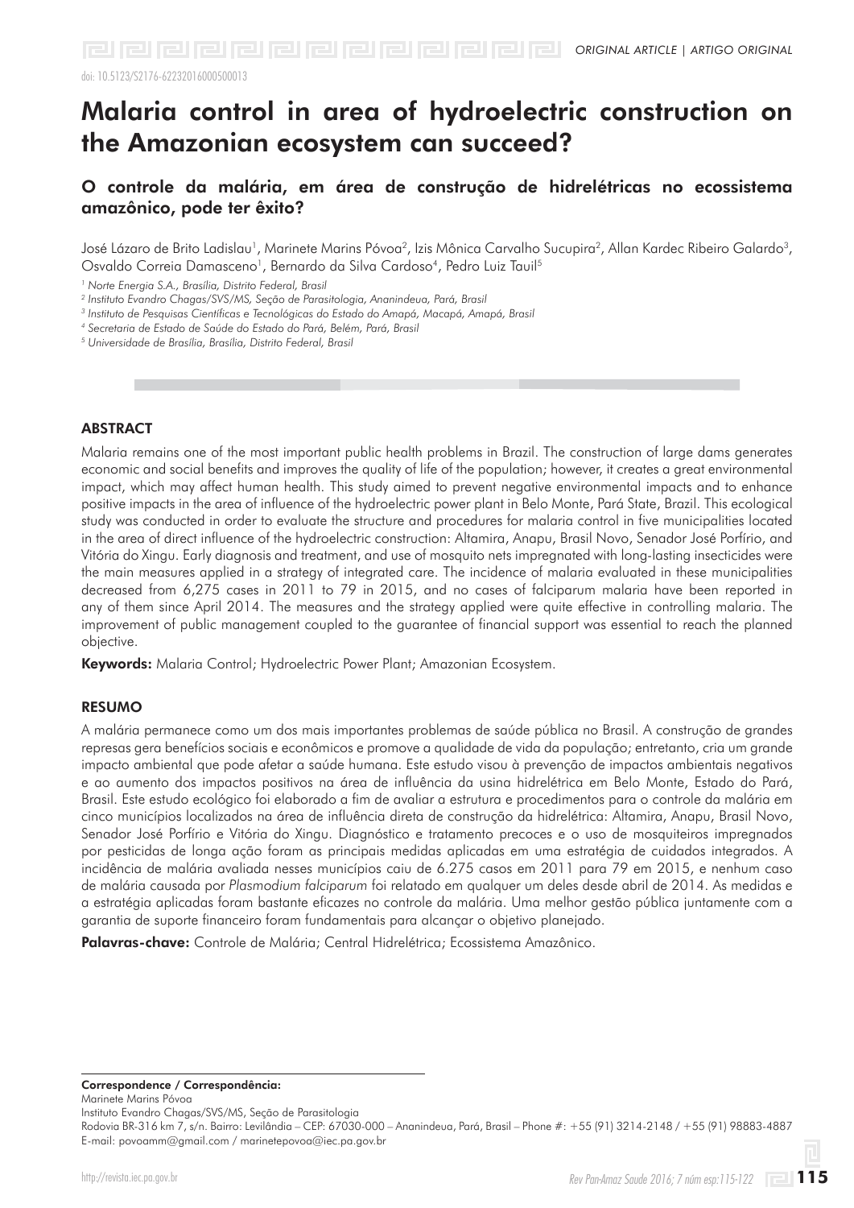ORIGINAL ARTICLE | ARTIGO ORIGINAL

doi: 10.5123/S2176-62232016000500013

# Malaria control in area of hydroelectric construction on the Amazonian ecosystem can succeed?

## O controle da malária, em área de construção de hidrelétricas no ecossistema amazônico, pode ter êxito?

José Lázaro de Brito Ladislau[1], Marinete Marins Póvoa[2], Izis Mônica Carvalho Sucupira[2], Allan Kardec Ribeiro Galardo[3], Osvaldo Correia Damasceno[1], Bernardo da Silva Cardoso[4], Pedro Luiz Tauil[5]

[1] *Norte Energia S.A., Brasília, Distrito Federal, Brasil*
[2] *Instituto Evandro Chagas/SVS/MS, Seção de Parasitologia, Ananindeua, Pará, Brasil*
[3] *Instituto de Pesquisas Científicas e Tecnológicas do Estado do Amapá, Macapá, Amapá, Brasil*
[4] *Secretaria de Estado de Saúde do Estado do Pará, Belém, Pará, Brasil*
[5] *Universidade de Brasília, Brasília, Distrito Federal, Brasil*

### ABSTRACT

Malaria remains one of the most important public health problems in Brazil. The construction of large dams generates economic and social benefits and improves the quality of life of the population; however, it creates a great environmental impact, which may affect human health. This study aimed to prevent negative environmental impacts and to enhance positive impacts in the area of influence of the hydroelectric power plant in Belo Monte, Pará State, Brazil. This ecological study was conducted in order to evaluate the structure and procedures for malaria control in five municipalities located in the area of direct influence of the hydroelectric construction: Altamira, Anapu, Brasil Novo, Senador José Porfírio, and Vitória do Xingu. Early diagnosis and treatment, and use of mosquito nets impregnated with long-lasting insecticides were the main measures applied in a strategy of integrated care. The incidence of malaria evaluated in these municipalities decreased from 6,275 cases in 2011 to 79 in 2015, and no cases of falciparum malaria have been reported in any of them since April 2014. The measures and the strategy applied were quite effective in controlling malaria. The improvement of public management coupled to the guarantee of financial support was essential to reach the planned objective.

**Keywords:** Malaria Control; Hydroelectric Power Plant; Amazonian Ecosystem.

### RESUMO

A malária permanece como um dos mais importantes problemas de saúde pública no Brasil. A construção de grandes represas gera benefícios sociais e econômicos e promove a qualidade de vida da população; entretanto, cria um grande impacto ambiental que pode afetar a saúde humana. Este estudo visou à prevenção de impactos ambientais negativos e ao aumento dos impactos positivos na área de influência da usina hidrelétrica em Belo Monte, Estado do Pará, Brasil. Este estudo ecológico foi elaborado a fim de avaliar a estrutura e procedimentos para o controle da malária em cinco municípios localizados na área de influência direta de construção da hidrelétrica: Altamira, Anapu, Brasil Novo, Senador José Porfírio e Vitória do Xingu. Diagnóstico e tratamento precoces e o uso de mosquiteiros impregnados por pesticidas de longa ação foram as principais medidas aplicadas em uma estratégia de cuidados integrados. A incidência de malária avaliada nesses municípios caiu de 6.275 casos em 2011 para 79 em 2015, e nenhum caso de malária causada por *Plasmodium falciparum* foi relatado em qualquer um deles desde abril de 2014. As medidas e a estratégia aplicadas foram bastante eficazes no controle da malária. Uma melhor gestão pública juntamente com a garantia de suporte financeiro foram fundamentais para alcançar o objetivo planejado.

**Palavras-chave:** Controle de Malária; Central Hidrelétrica; Ecossistema Amazônico.

**Correspondence / Correspondência:**
Marinete Marins Póvoa
Instituto Evandro Chagas/SVS/MS, Seção de Parasitologia
Rodovia BR-316 km 7, s/n. Bairro: Levilândia – CEP: 67030-000 – Ananindeua, Pará, Brasil – Phone #: +55 (91) 3214-2148 / +55 (91) 98883-4887
E-mail: povoamm@gmail.com / marinetepovoa@iec.pa.gov.br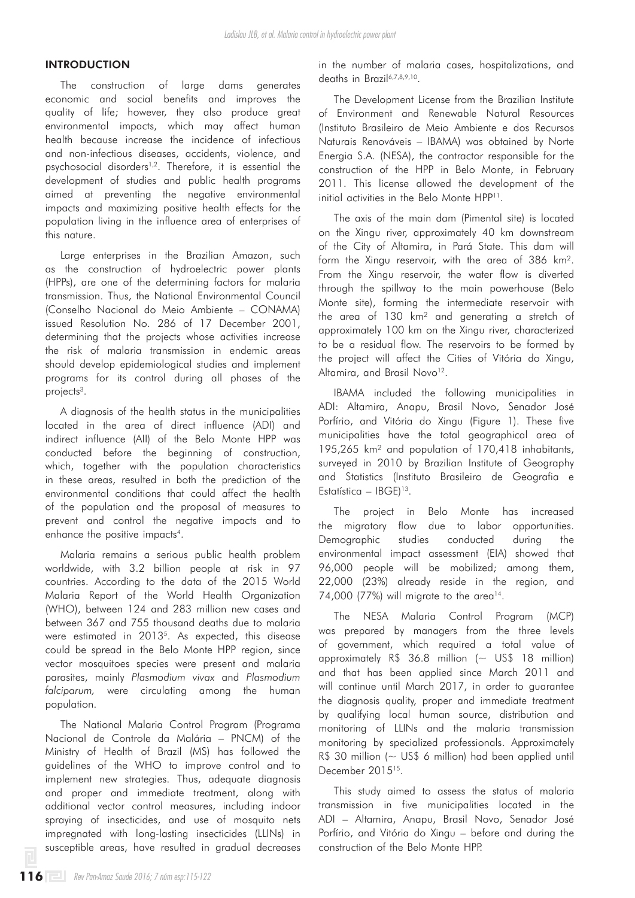## INTRODUCTION

The construction of large dams generates economic and social benefits and improves the quality of life; however, they also produce great environmental impacts, which may affect human health because increase the incidence of infectious and non-infectious diseases, accidents, violence, and psychosocial disorders[1,2]. Therefore, it is essential the development of studies and public health programs aimed at preventing the negative environmental impacts and maximizing positive health effects for the population living in the influence area of enterprises of this nature.

Large enterprises in the Brazilian Amazon, such as the construction of hydroelectric power plants (HPPs), are one of the determining factors for malaria transmission. Thus, the National Environmental Council (Conselho Nacional do Meio Ambiente – CONAMA) issued Resolution No. 286 of 17 December 2001, determining that the projects whose activities increase the risk of malaria transmission in endemic areas should develop epidemiological studies and implement programs for its control during all phases of the projects[3].

A diagnosis of the health status in the municipalities located in the area of direct influence (ADI) and indirect influence (AII) of the Belo Monte HPP was conducted before the beginning of construction, which, together with the population characteristics in these areas, resulted in both the prediction of the environmental conditions that could affect the health of the population and the proposal of measures to prevent and control the negative impacts and to enhance the positive impacts[4].

Malaria remains a serious public health problem worldwide, with 3.2 billion people at risk in 97 countries. According to the data of the 2015 World Malaria Report of the World Health Organization (WHO), between 124 and 283 million new cases and between 367 and 755 thousand deaths due to malaria were estimated in 2013[5]. As expected, this disease could be spread in the Belo Monte HPP region, since vector mosquitoes species were present and malaria parasites, mainly *Plasmodium vivax* and *Plasmodium falciparum,* were circulating among the human population.

The National Malaria Control Program (Programa Nacional de Controle da Malária – PNCM) of the Ministry of Health of Brazil (MS) has followed the guidelines of the WHO to improve control and to implement new strategies. Thus, adequate diagnosis and proper and immediate treatment, along with additional vector control measures, including indoor spraying of insecticides, and use of mosquito nets impregnated with long-lasting insecticides (LLINs) in susceptible areas, have resulted in gradual decreases in the number of malaria cases, hospitalizations, and deaths in Brazil[6,7,8,9,10].

The Development License from the Brazilian Institute of Environment and Renewable Natural Resources (Instituto Brasileiro de Meio Ambiente e dos Recursos Naturais Renováveis – IBAMA) was obtained by Norte Energia S.A. (NESA), the contractor responsible for the construction of the HPP in Belo Monte, in February 2011. This license allowed the development of the initial activities in the Belo Monte HPP[11].

The axis of the main dam (Pimental site) is located on the Xingu river, approximately 40 km downstream of the City of Altamira, in Pará State. This dam will form the Xingu reservoir, with the area of 386 km². From the Xingu reservoir, the water flow is diverted through the spillway to the main powerhouse (Belo Monte site), forming the intermediate reservoir with the area of 130 km² and generating a stretch of approximately 100 km on the Xingu river, characterized to be a residual flow. The reservoirs to be formed by the project will affect the Cities of Vitória do Xingu, Altamira, and Brasil Novo[12].

IBAMA included the following municipalities in ADI: Altamira, Anapu, Brasil Novo, Senador José Porfírio, and Vitória do Xingu (Figure 1). These five municipalities have the total geographical area of 195,265 km² and population of 170,418 inhabitants, surveyed in 2010 by Brazilian Institute of Geography and Statistics (Instituto Brasileiro de Geografia e Estatística – IBGE)[13].

The project in Belo Monte has increased the migratory flow due to labor opportunities. Demographic studies conducted during the environmental impact assessment (EIA) showed that 96,000 people will be mobilized; among them, 22,000 (23%) already reside in the region, and 74,000 (77%) will migrate to the area[14].

The NESA Malaria Control Program (MCP) was prepared by managers from the three levels of government, which required a total value of approximately R$ 36.8 million (~ US$ 18 million) and that has been applied since March 2011 and will continue until March 2017, in order to guarantee the diagnosis quality, proper and immediate treatment by qualifying local human source, distribution and monitoring of LLINs and the malaria transmission monitoring by specialized professionals. Approximately R$ 30 million (~ US$ 6 million) had been applied until December 2015[15].

This study aimed to assess the status of malaria transmission in five municipalities located in the ADI – Altamira, Anapu, Brasil Novo, Senador José Porfírio, and Vitória do Xingu – before and during the construction of the Belo Monte HPP.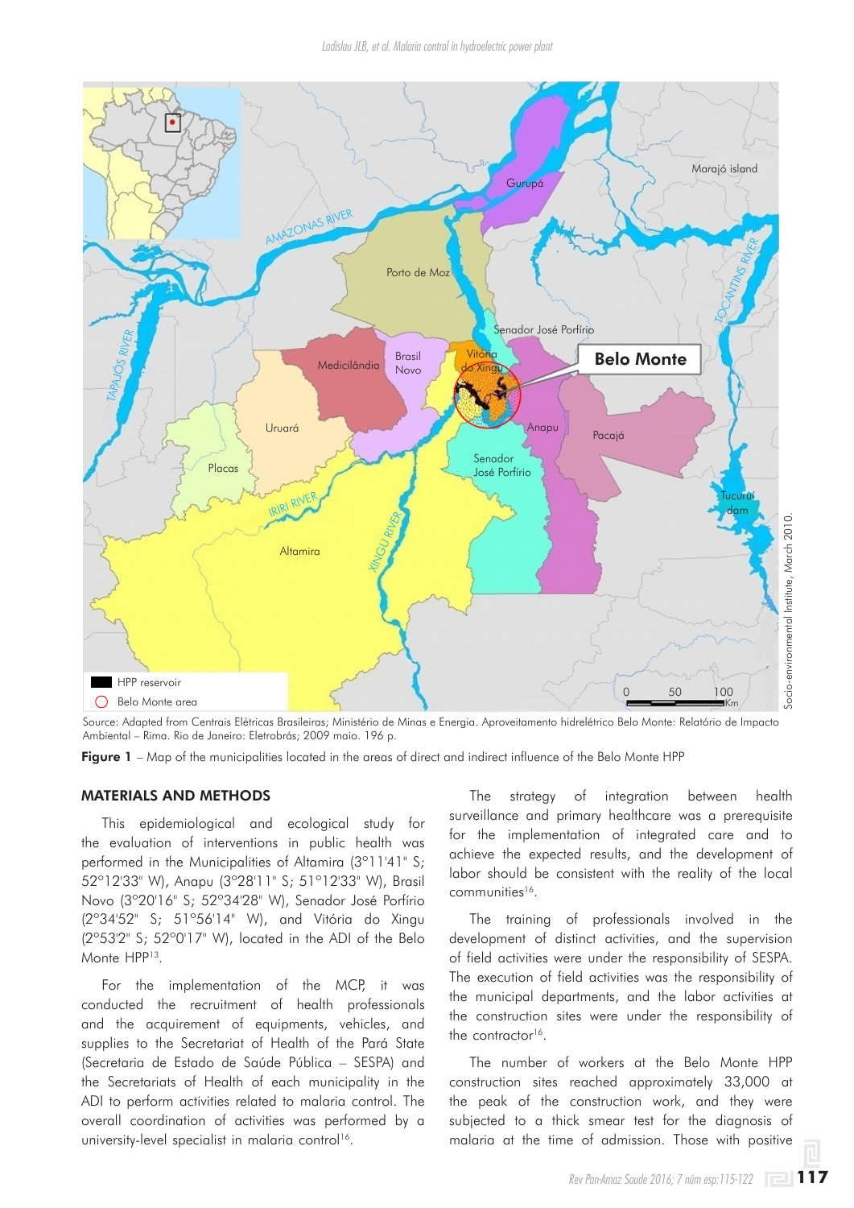Source: Adapted from Centrais Elétricas Brasileiras; Ministério de Minas e Energia. Aproveitamento hidrelétrico Belo Monte: Relatório de Impacto Ambiental – Rima. Rio de Janeiro: Eletrobrás; 2009 maio. 196 p.

**Figure 1** – Map of the municipalities located in the areas of direct and indirect influence of the Belo Monte HPP

## MATERIALS AND METHODS

This epidemiological and ecological study for the evaluation of interventions in public health was performed in the Municipalities of Altamira (3°11'41" S; 52°12'33" W), Anapu (3°28'11" S; 51°12'33" W), Brasil Novo (3°20'16" S; 52°34'28" W), Senador José Porfírio (2°34'52" S; 51°56'14" W), and Vitória do Xingu (2°53'2" S; 52°0'17" W), located in the ADI of the Belo Monte HPP[13].

For the implementation of the MCP, it was conducted the recruitment of health professionals and the acquirement of equipments, vehicles, and supplies to the Secretariat of Health of the Pará State (Secretaria de Estado de Saúde Pública – SESPA) and the Secretariats of Health of each municipality in the ADI to perform activities related to malaria control. The overall coordination of activities was performed by a university-level specialist in malaria control[16].

The strategy of integration between health surveillance and primary healthcare was a prerequisite for the implementation of integrated care and to achieve the expected results, and the development of labor should be consistent with the reality of the local communities[16].

The training of professionals involved in the development of distinct activities, and the supervision of field activities were under the responsibility of SESPA. The execution of field activities was the responsibility of the municipal departments, and the labor activities at the construction sites were under the responsibility of the contractor[16].

The number of workers at the Belo Monte HPP construction sites reached approximately 33,000 at the peak of the construction work, and they were subjected to a thick smear test for the diagnosis of malaria at the time of admission. Those with positive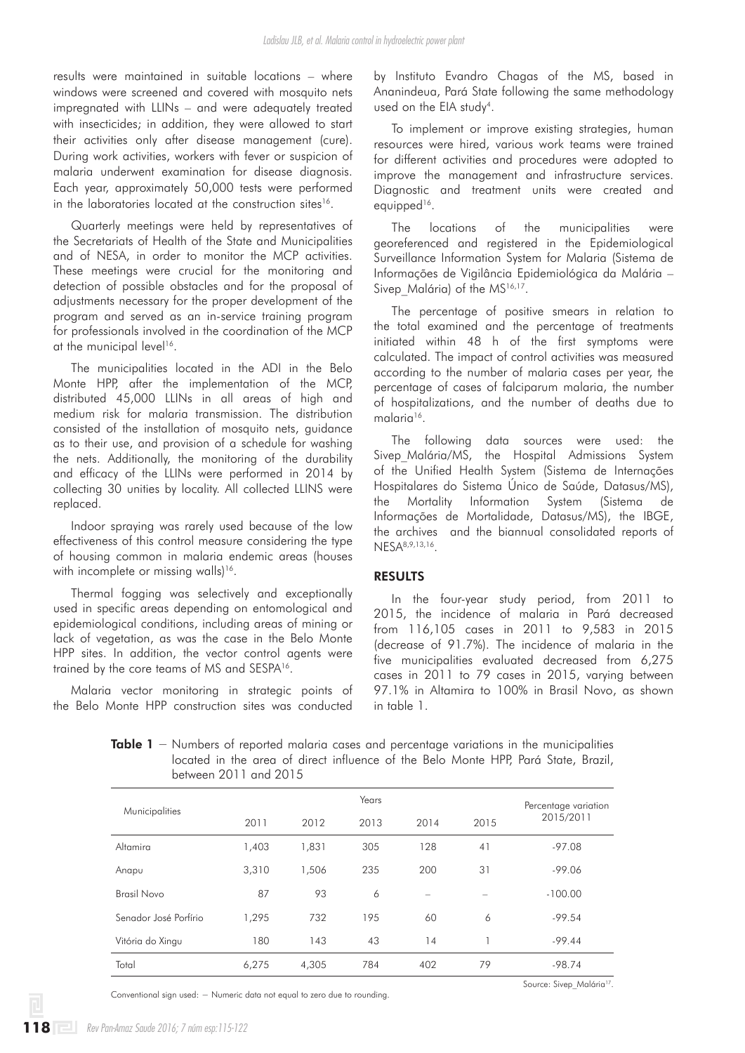results were maintained in suitable locations – where windows were screened and covered with mosquito nets impregnated with LLINs – and were adequately treated with insecticides; in addition, they were allowed to start their activities only after disease management (cure). During work activities, workers with fever or suspicion of malaria underwent examination for disease diagnosis. Each year, approximately 50,000 tests were performed in the laboratories located at the construction sites[16].

Quarterly meetings were held by representatives of the Secretariats of Health of the State and Municipalities and of NESA, in order to monitor the MCP activities. These meetings were crucial for the monitoring and detection of possible obstacles and for the proposal of adjustments necessary for the proper development of the program and served as an in-service training program for professionals involved in the coordination of the MCP at the municipal level[16].

The municipalities located in the ADI in the Belo Monte HPP, after the implementation of the MCP, distributed 45,000 LLINs in all areas of high and medium risk for malaria transmission. The distribution consisted of the installation of mosquito nets, guidance as to their use, and provision of a schedule for washing the nets. Additionally, the monitoring of the durability and efficacy of the LLINs were performed in 2014 by collecting 30 unities by locality. All collected LLINS were replaced.

Indoor spraying was rarely used because of the low effectiveness of this control measure considering the type of housing common in malaria endemic areas (houses with incomplete or missing walls)[16].

Thermal fogging was selectively and exceptionally used in specific areas depending on entomological and epidemiological conditions, including areas of mining or lack of vegetation, as was the case in the Belo Monte HPP sites. In addition, the vector control agents were trained by the core teams of MS and SESPA[16].

Malaria vector monitoring in strategic points of the Belo Monte HPP construction sites was conducted by Instituto Evandro Chagas of the MS, based in Ananindeua, Pará State following the same methodology used on the EIA study[4].

To implement or improve existing strategies, human resources were hired, various work teams were trained for different activities and procedures were adopted to improve the management and infrastructure services. Diagnostic and treatment units were created and equipped[16].

The locations of the municipalities were georeferenced and registered in the Epidemiological Surveillance Information System for Malaria (Sistema de Informações de Vigilância Epidemiológica da Malária – Sivep_Malária) of the MS[16,17].

The percentage of positive smears in relation to the total examined and the percentage of treatments initiated within 48 h of the first symptoms were calculated. The impact of control activities was measured according to the number of malaria cases per year, the percentage of cases of falciparum malaria, the number of hospitalizations, and the number of deaths due to malaria[16].

The following data sources were used: the Sivep_Malária/MS, the Hospital Admissions System of the Unified Health System (Sistema de Internações Hospitalares do Sistema Único de Saúde, Datasus/MS), the Mortality Information System (Sistema de Informações de Mortalidade, Datasus/MS), the IBGE, the archives and the biannual consolidated reports of NESA[8,9,13,16].

## RESULTS

In the four-year study period, from 2011 to 2015, the incidence of malaria in Pará decreased from 116,105 cases in 2011 to 9,583 in 2015 (decrease of 91.7%). The incidence of malaria in the five municipalities evaluated decreased from 6,275 cases in 2011 to 79 cases in 2015, varying between 97.1% in Altamira to 100% in Brasil Novo, as shown in table 1.

**Table 1** – Numbers of reported malaria cases and percentage variations in the municipalities located in the area of direct influence of the Belo Monte HPP, Pará State, Brazil, between 2011 and 2015

| Municipalities | Years | | | | | Percentage variation 2015/2011 |
|---|---|---|---|---|---|---|
| | 2011 | 2012 | 2013 | 2014 | 2015 | |
| Altamira | 1,403 | 1,831 | 305 | 128 | 41 | -97.08 |
| Anapu | 3,310 | 1,506 | 235 | 200 | 31 | -99.06 |
| Brasil Novo | 87 | 93 | 6 | – | – | -100.00 |
| Senador José Porfírio | 1,295 | 732 | 195 | 60 | 6 | -99.54 |
| Vitória do Xingu | 180 | 143 | 43 | 14 | 1 | -99.44 |
| Total | 6,275 | 4,305 | 784 | 402 | 79 | -98.74 |

Source: Sivep_Malária[17].

Conventional sign used: – Numeric data not equal to zero due to rounding.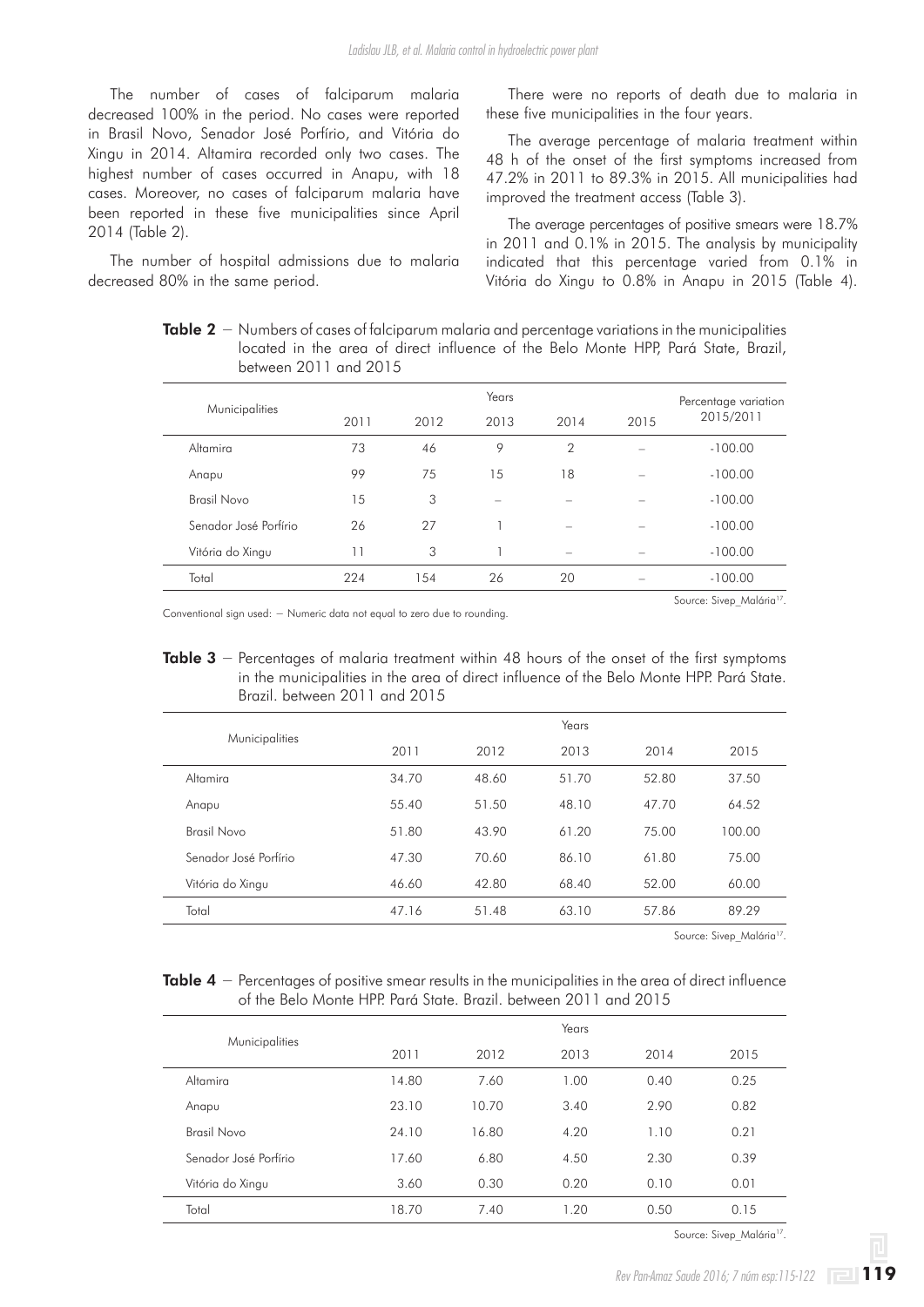The number of cases of falciparum malaria decreased 100% in the period. No cases were reported in Brasil Novo, Senador José Porfírio, and Vitória do Xingu in 2014. Altamira recorded only two cases. The highest number of cases occurred in Anapu, with 18 cases. Moreover, no cases of falciparum malaria have been reported in these five municipalities since April 2014 (Table 2).

The number of hospital admissions due to malaria decreased 80% in the same period.

There were no reports of death due to malaria in these five municipalities in the four years.

The average percentage of malaria treatment within 48 h of the onset of the first symptoms increased from 47.2% in 2011 to 89.3% in 2015. All municipalities had improved the treatment access (Table 3).

The average percentages of positive smears were 18.7% in 2011 and 0.1% in 2015. The analysis by municipality indicated that this percentage varied from 0.1% in Vitória do Xingu to 0.8% in Anapu in 2015 (Table 4).

**Table 2** – Numbers of cases of falciparum malaria and percentage variations in the municipalities located in the area of direct influence of the Belo Monte HPP, Pará State, Brazil, between 2011 and 2015

| Municipalities | Years | | | | | Percentage variation 2015/2011 |
|---|---|---|---|---|---|---|
| | 2011 | 2012 | 2013 | 2014 | 2015 | |
| Altamira | 73 | 46 | 9 | 2 | – | -100.00 |
| Anapu | 99 | 75 | 15 | 18 | – | -100.00 |
| Brasil Novo | 15 | 3 | – | – | – | -100.00 |
| Senador José Porfírio | 26 | 27 | 1 | – | – | -100.00 |
| Vitória do Xingu | 11 | 3 | 1 | – | – | -100.00 |
| Total | 224 | 154 | 26 | 20 | – | -100.00 |

Source: Sivep_Malária[17].

Conventional sign used: – Numeric data not equal to zero due to rounding.

**Table 3** – Percentages of malaria treatment within 48 hours of the onset of the first symptoms in the municipalities in the area of direct influence of the Belo Monte HPP. Pará State. Brazil. between 2011 and 2015

| Municipalities | Years | | | | |
|---|---|---|---|---|---|
| | 2011 | 2012 | 2013 | 2014 | 2015 |
| Altamira | 34.70 | 48.60 | 51.70 | 52.80 | 37.50 |
| Anapu | 55.40 | 51.50 | 48.10 | 47.70 | 64.52 |
| Brasil Novo | 51.80 | 43.90 | 61.20 | 75.00 | 100.00 |
| Senador José Porfírio | 47.30 | 70.60 | 86.10 | 61.80 | 75.00 |
| Vitória do Xingu | 46.60 | 42.80 | 68.40 | 52.00 | 60.00 |
| Total | 47.16 | 51.48 | 63.10 | 57.86 | 89.29 |

Source: Sivep_Malária[17].

**Table 4** – Percentages of positive smear results in the municipalities in the area of direct influence of the Belo Monte HPP. Pará State. Brazil. between 2011 and 2015

| Municipalities | Years | | | | |
|---|---|---|---|---|---|
| | 2011 | 2012 | 2013 | 2014 | 2015 |
| Altamira | 14.80 | 7.60 | 1.00 | 0.40 | 0.25 |
| Anapu | 23.10 | 10.70 | 3.40 | 2.90 | 0.82 |
| Brasil Novo | 24.10 | 16.80 | 4.20 | 1.10 | 0.21 |
| Senador José Porfírio | 17.60 | 6.80 | 4.50 | 2.30 | 0.39 |
| Vitória do Xingu | 3.60 | 0.30 | 0.20 | 0.10 | 0.01 |
| Total | 18.70 | 7.40 | 1.20 | 0.50 | 0.15 |

Source: Sivep_Malária[17].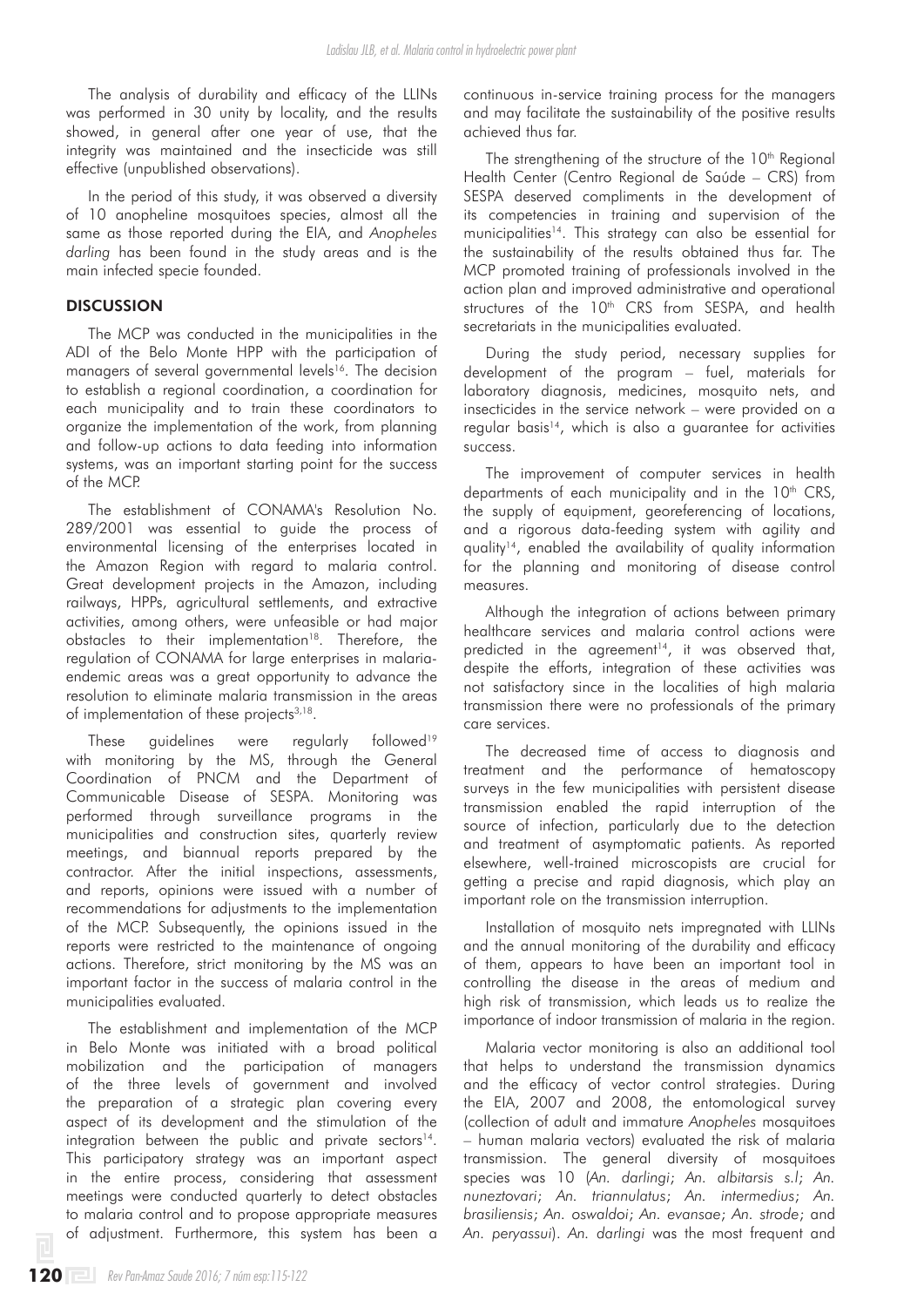The analysis of durability and efficacy of the LLINs was performed in 30 unity by locality, and the results showed, in general after one year of use, that the integrity was maintained and the insecticide was still effective (unpublished observations).

In the period of this study, it was observed a diversity of 10 anopheline mosquitoes species, almost all the same as those reported during the EIA, and *Anopheles darling* has been found in the study areas and is the main infected specie founded.

## DISCUSSION

The MCP was conducted in the municipalities in the ADI of the Belo Monte HPP with the participation of managers of several governmental levels[16]. The decision to establish a regional coordination, a coordination for each municipality and to train these coordinators to organize the implementation of the work, from planning and follow-up actions to data feeding into information systems, was an important starting point for the success of the MCP.

The establishment of CONAMA's Resolution No. 289/2001 was essential to guide the process of environmental licensing of the enterprises located in the Amazon Region with regard to malaria control. Great development projects in the Amazon, including railways, HPPs, agricultural settlements, and extractive activities, among others, were unfeasible or had major obstacles to their implementation[18]. Therefore, the regulation of CONAMA for large enterprises in malaria-endemic areas was a great opportunity to advance the resolution to eliminate malaria transmission in the areas of implementation of these projects[3,18].

These guidelines were regularly followed[19] with monitoring by the MS, through the General Coordination of PNCM and the Department of Communicable Disease of SESPA. Monitoring was performed through surveillance programs in the municipalities and construction sites, quarterly review meetings, and biannual reports prepared by the contractor. After the initial inspections, assessments, and reports, opinions were issued with a number of recommendations for adjustments to the implementation of the MCP. Subsequently, the opinions issued in the reports were restricted to the maintenance of ongoing actions. Therefore, strict monitoring by the MS was an important factor in the success of malaria control in the municipalities evaluated.

The establishment and implementation of the MCP in Belo Monte was initiated with a broad political mobilization and the participation of managers of the three levels of government and involved the preparation of a strategic plan covering every aspect of its development and the stimulation of the integration between the public and private sectors[14]. This participatory strategy was an important aspect in the entire process, considering that assessment meetings were conducted quarterly to detect obstacles to malaria control and to propose appropriate measures of adjustment. Furthermore, this system has been a continuous in-service training process for the managers and may facilitate the sustainability of the positive results achieved thus far.

The strengthening of the structure of the 10th Regional Health Center (Centro Regional de Saúde – CRS) from SESPA deserved compliments in the development of its competencies in training and supervision of the municipalities[14]. This strategy can also be essential for the sustainability of the results obtained thus far. The MCP promoted training of professionals involved in the action plan and improved administrative and operational structures of the 10th CRS from SESPA, and health secretariats in the municipalities evaluated.

During the study period, necessary supplies for development of the program – fuel, materials for laboratory diagnosis, medicines, mosquito nets, and insecticides in the service network – were provided on a regular basis[14], which is also a guarantee for activities success.

The improvement of computer services in health departments of each municipality and in the 10th CRS, the supply of equipment, georeferencing of locations, and a rigorous data-feeding system with agility and quality[14], enabled the availability of quality information for the planning and monitoring of disease control measures.

Although the integration of actions between primary healthcare services and malaria control actions were predicted in the agreement[14], it was observed that, despite the efforts, integration of these activities was not satisfactory since in the localities of high malaria transmission there were no professionals of the primary care services.

The decreased time of access to diagnosis and treatment and the performance of hematoscopy surveys in the few municipalities with persistent disease transmission enabled the rapid interruption of the source of infection, particularly due to the detection and treatment of asymptomatic patients. As reported elsewhere, well-trained microscopists are crucial for getting a precise and rapid diagnosis, which play an important role on the transmission interruption.

Installation of mosquito nets impregnated with LLINs and the annual monitoring of the durability and efficacy of them, appears to have been an important tool in controlling the disease in the areas of medium and high risk of transmission, which leads us to realize the importance of indoor transmission of malaria in the region.

Malaria vector monitoring is also an additional tool that helps to understand the transmission dynamics and the efficacy of vector control strategies. During the EIA, 2007 and 2008, the entomological survey (collection of adult and immature *Anopheles* mosquitoes – human malaria vectors) evaluated the risk of malaria transmission. The general diversity of mosquitoes species was 10 (*An. darlingi*; *An. albitarsis s.l*; *An. nuneztovari*; *An. triannulatus*; *An. intermedius*; *An. brasiliensis*; *An. oswaldoi*; *An. evansae*; *An. strode*; and *An. peryassui*). *An. darlingi* was the most frequent and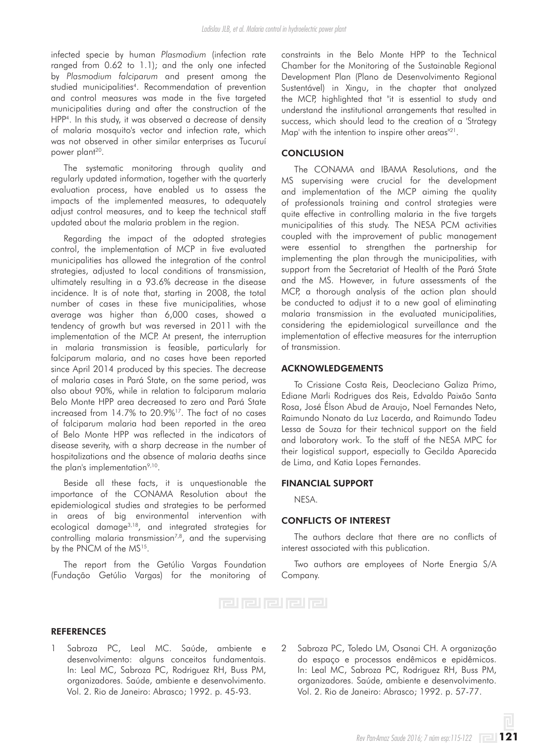infected specie by human *Plasmodium* (infection rate ranged from 0.62 to 1.1); and the only one infected by *Plasmodium falciparum* and present among the studied municipalities[4]. Recommendation of prevention and control measures was made in the five targeted municipalities during and after the construction of the HPP[4]. In this study, it was observed a decrease of density of malaria mosquito's vector and infection rate, which was not observed in other similar enterprises as Tucuruí power plant[20].

The systematic monitoring through quality and regularly updated information, together with the quarterly evaluation process, have enabled us to assess the impacts of the implemented measures, to adequately adjust control measures, and to keep the technical staff updated about the malaria problem in the region.

Regarding the impact of the adopted strategies control, the implementation of MCP in five evaluated municipalities has allowed the integration of the control strategies, adjusted to local conditions of transmission, ultimately resulting in a 93.6% decrease in the disease incidence. It is of note that, starting in 2008, the total number of cases in these five municipalities, whose average was higher than 6,000 cases, showed a tendency of growth but was reversed in 2011 with the implementation of the MCP. At present, the interruption in malaria transmission is feasible, particularly for falciparum malaria, and no cases have been reported since April 2014 produced by this species. The decrease of malaria cases in Pará State, on the same period, was also about 90%, while in relation to falciparum malaria Belo Monte HPP area decreased to zero and Pará State increased from 14.7% to 20.9%[17]. The fact of no cases of falciparum malaria had been reported in the area of Belo Monte HPP was reflected in the indicators of disease severity, with a sharp decrease in the number of hospitalizations and the absence of malaria deaths since the plan's implementation[9,10].

Beside all these facts, it is unquestionable the importance of the CONAMA Resolution about the epidemiological studies and strategies to be performed in areas of big environmental intervention with ecological damage[3,18], and integrated strategies for controlling malaria transmission[7,8], and the supervising by the PNCM of the MS[15].

The report from the Getúlio Vargas Foundation (Fundação Getúlio Vargas) for the monitoring of constraints in the Belo Monte HPP to the Technical Chamber for the Monitoring of the Sustainable Regional Development Plan (Plano de Desenvolvimento Regional Sustentável) in Xingu, in the chapter that analyzed the MCP, highlighted that "it is essential to study and understand the institutional arrangements that resulted in success, which should lead to the creation of a 'Strategy Map' with the intention to inspire other areas"[21].

## CONCLUSION

The CONAMA and IBAMA Resolutions, and the MS supervising were crucial for the development and implementation of the MCP aiming the quality of professionals training and control strategies were quite effective in controlling malaria in the five targets municipalities of this study. The NESA PCM activities coupled with the improvement of public management were essential to strengthen the partnership for implementing the plan through the municipalities, with support from the Secretariat of Health of the Pará State and the MS. However, in future assessments of the MCP, a thorough analysis of the action plan should be conducted to adjust it to a new goal of eliminating malaria transmission in the evaluated municipalities, considering the epidemiological surveillance and the implementation of effective measures for the interruption of transmission.

## ACKNOWLEDGEMENTS

To Crissiane Costa Reis, Deocleciano Galiza Primo, Ediane Marli Rodrigues dos Reis, Edvaldo Paixão Santa Rosa, José Élson Abud de Araujo, Noel Fernandes Neto, Raimundo Nonato da Luz Lacerda, and Raimundo Tadeu Lessa de Souza for their technical support on the field and laboratory work. To the staff of the NESA MPC for their logistical support, especially to Gecilda Aparecida de Lima, and Katia Lopes Fernandes.

## FINANCIAL SUPPORT

NESA.

## CONFLICTS OF INTEREST

The authors declare that there are no conflicts of interest associated with this publication.

Two authors are employees of Norte Energia S/A Company.

## REFERENCES

1. Sabroza PC, Leal MC. Saúde, ambiente e desenvolvimento: alguns conceitos fundamentais. In: Leal MC, Sabroza PC, Rodriguez RH, Buss PM, organizadores. Saúde, ambiente e desenvolvimento. Vol. 2. Rio de Janeiro: Abrasco; 1992. p. 45-93.

2. Sabroza PC, Toledo LM, Osanai CH. A organização do espaço e processos endêmicos e epidêmicos. In: Leal MC, Sabroza PC, Rodriguez RH, Buss PM, organizadores. Saúde, ambiente e desenvolvimento. Vol. 2. Rio de Janeiro: Abrasco; 1992. p. 57-77.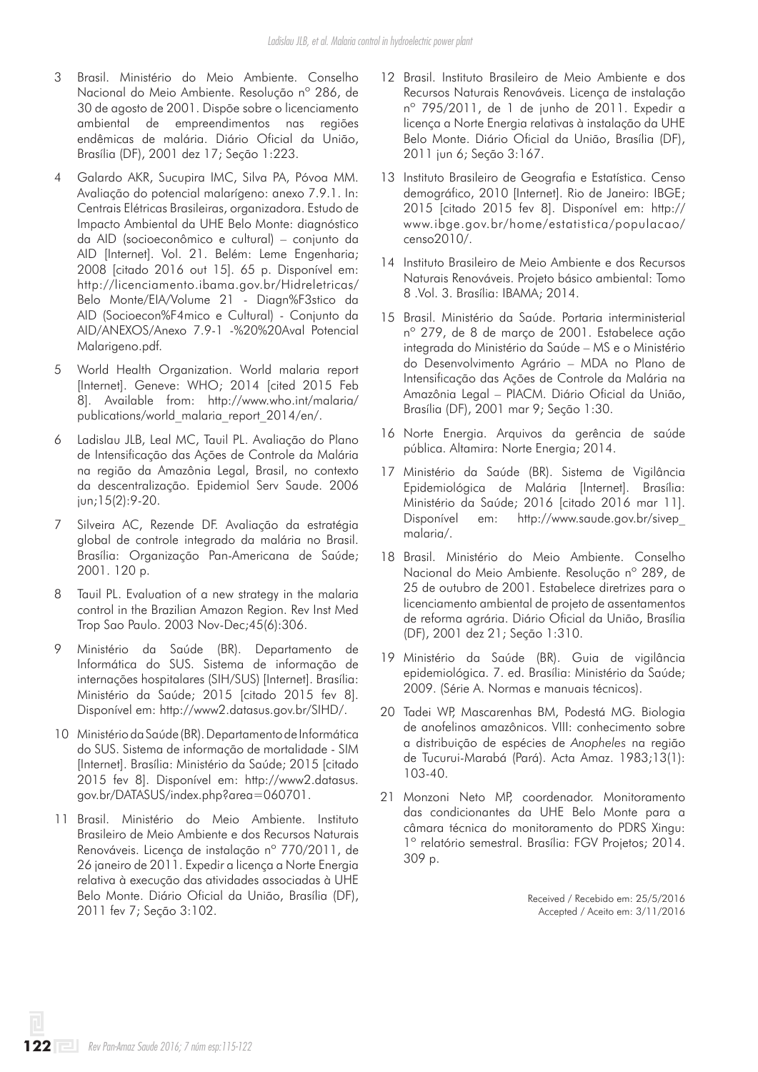3 Brasil. Ministério do Meio Ambiente. Conselho Nacional do Meio Ambiente. Resolução nº 286, de 30 de agosto de 2001. Dispõe sobre o licenciamento ambiental de empreendimentos nas regiões endêmicas de malária. Diário Oficial da União, Brasília (DF), 2001 dez 17; Seção 1:223.

4 Galardo AKR, Sucupira IMC, Silva PA, Póvoa MM. Avaliação do potencial malarígeno: anexo 7.9.1. In: Centrais Elétricas Brasileiras, organizadora. Estudo de Impacto Ambiental da UHE Belo Monte: diagnóstico da AID (socioeconômico e cultural) – conjunto da AID [Internet]. Vol. 21. Belém: Leme Engenharia; 2008 [citado 2016 out 15]. 65 p. Disponível em: http://licenciamento.ibama.gov.br/Hidreletricas/Belo Monte/EIA/Volume 21 - Diagn%F3stico da AID (Socioecon%F4mico e Cultural) - Conjunto da AID/ANEXOS/Anexo 7.9-1 -%20%20Aval Potencial Malarigeno.pdf.

5 World Health Organization. World malaria report [Internet]. Geneve: WHO; 2014 [cited 2015 Feb 8]. Available from: http://www.who.int/malaria/publications/world_malaria_report_2014/en/.

6 Ladislau JLB, Leal MC, Tauil PL. Avaliação do Plano de Intensificação das Ações de Controle da Malária na região da Amazônia Legal, Brasil, no contexto da descentralização. Epidemiol Serv Saude. 2006 jun;15(2):9-20.

7 Silveira AC, Rezende DF. Avaliação da estratégia global de controle integrado da malária no Brasil. Brasília: Organização Pan-Americana de Saúde; 2001. 120 p.

8 Tauil PL. Evaluation of a new strategy in the malaria control in the Brazilian Amazon Region. Rev Inst Med Trop Sao Paulo. 2003 Nov-Dec;45(6):306.

9 Ministério da Saúde (BR). Departamento de Informática do SUS. Sistema de informação de internações hospitalares (SIH/SUS) [Internet]. Brasília: Ministério da Saúde; 2015 [citado 2015 fev 8]. Disponível em: http://www2.datasus.gov.br/SIHD/.

10 Ministério da Saúde (BR). Departamento de Informática do SUS. Sistema de informação de mortalidade - SIM [Internet]. Brasília: Ministério da Saúde; 2015 [citado 2015 fev 8]. Disponível em: http://www2.datasus.gov.br/DATASUS/index.php?area=060701.

11 Brasil. Ministério do Meio Ambiente. Instituto Brasileiro de Meio Ambiente e dos Recursos Naturais Renováveis. Licença de instalação nº 770/2011, de 26 janeiro de 2011. Expedir a licença a Norte Energia relativa à execução das atividades associadas à UHE Belo Monte. Diário Oficial da União, Brasília (DF), 2011 fev 7; Seção 3:102.

12 Brasil. Instituto Brasileiro de Meio Ambiente e dos Recursos Naturais Renováveis. Licença de instalação nº 795/2011, de 1 de junho de 2011. Expedir a licença a Norte Energia relativas à instalação da UHE Belo Monte. Diário Oficial da União, Brasília (DF), 2011 jun 6; Seção 3:167.

13 Instituto Brasileiro de Geografia e Estatística. Censo demográfico, 2010 [Internet]. Rio de Janeiro: IBGE; 2015 [citado 2015 fev 8]. Disponível em: http://www.ibge.gov.br/home/estatistica/populacao/censo2010/.

14 Instituto Brasileiro de Meio Ambiente e dos Recursos Naturais Renováveis. Projeto básico ambiental: Tomo 8 .Vol. 3. Brasília: IBAMA; 2014.

15 Brasil. Ministério da Saúde. Portaria interministerial nº 279, de 8 de março de 2001. Estabelece ação integrada do Ministério da Saúde – MS e o Ministério do Desenvolvimento Agrário – MDA no Plano de Intensificação das Ações de Controle da Malária na Amazônia Legal – PIACM. Diário Oficial da União, Brasília (DF), 2001 mar 9; Seção 1:30.

16 Norte Energia. Arquivos da gerência de saúde pública. Altamira: Norte Energia; 2014.

17 Ministério da Saúde (BR). Sistema de Vigilância Epidemiológica de Malária [Internet]. Brasília: Ministério da Saúde; 2016 [citado 2016 mar 11]. Disponível em: http://www.saude.gov.br/sivep_malaria/.

18 Brasil. Ministério do Meio Ambiente. Conselho Nacional do Meio Ambiente. Resolução nº 289, de 25 de outubro de 2001. Estabelece diretrizes para o licenciamento ambiental de projeto de assentamentos de reforma agrária. Diário Oficial da União, Brasília (DF), 2001 dez 21; Seção 1:310.

19 Ministério da Saúde (BR). Guia de vigilância epidemiológica. 7. ed. Brasília: Ministério da Saúde; 2009. (Série A. Normas e manuais técnicos).

20 Tadei WP, Mascarenhas BM, Podestá MG. Biologia de anofelinos amazônicos. VIII: conhecimento sobre a distribuição de espécies de *Anopheles* na região de Tucurui-Marabá (Pará). Acta Amaz. 1983;13(1): 103-40.

21 Monzoni Neto MP, coordenador. Monitoramento das condicionantes da UHE Belo Monte para a câmara técnica do monitoramento do PDRS Xingu: 1º relatório semestral. Brasília: FGV Projetos; 2014. 309 p.

Received / Recebido em: 25/5/2016
Accepted / Aceito em: 3/11/2016